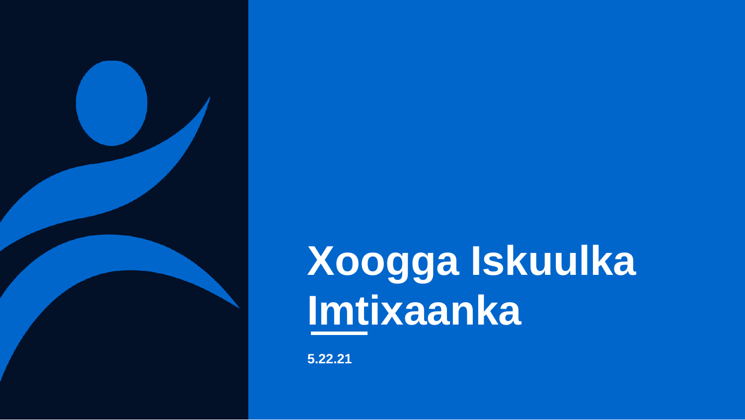# Xoogga Iskuulka Imtixaanka

**5.22.21**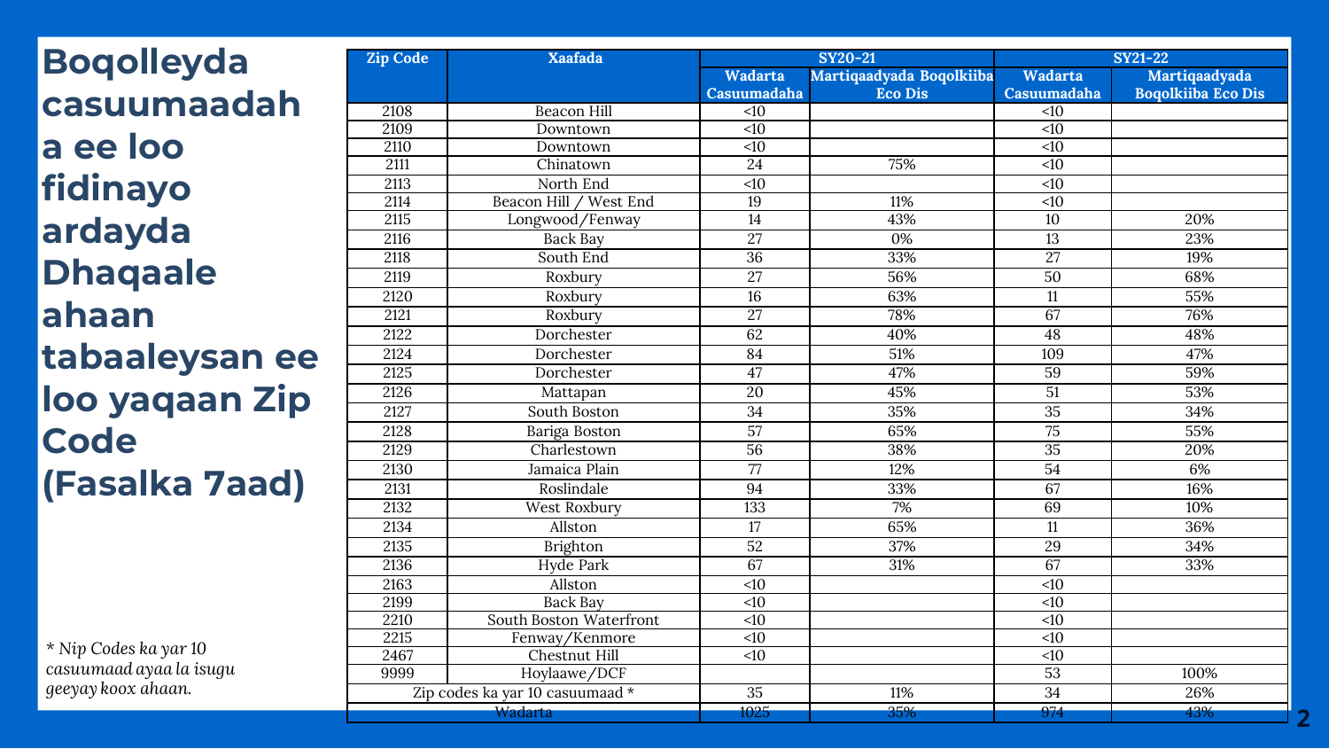# Boqolleyda casuumaadaha ee loo fidinayo ardayda Dhaqaale ahaan tabaaleysan ee loo yaqaan Zip Code (Fasalka 7aad)

| Zip Code | Xaafada | SY20-21 | | SY21-22 | |
|---|---|---|---|---|---|
| | | Wadarta Casuumadaha | Martiqaadyada Boqolkiiba Eco Dis | Wadarta Casuumadaha | Martiqaadyada Boqolkiiba Eco Dis |
| 2108 | Beacon Hill | <10 | | <10 | |
| 2109 | Downtown | <10 | | <10 | |
| 2110 | Downtown | <10 | | <10 | |
| 2111 | Chinatown | 24 | 75% | <10 | |
| 2113 | North End | <10 | | <10 | |
| 2114 | Beacon Hill / West End | 19 | 11% | <10 | |
| 2115 | Longwood/Fenway | 14 | 43% | 10 | 20% |
| 2116 | Back Bay | 27 | 0% | 13 | 23% |
| 2118 | South End | 36 | 33% | 27 | 19% |
| 2119 | Roxbury | 27 | 56% | 50 | 68% |
| 2120 | Roxbury | 16 | 63% | 11 | 55% |
| 2121 | Roxbury | 27 | 78% | 67 | 76% |
| 2122 | Dorchester | 62 | 40% | 48 | 48% |
| 2124 | Dorchester | 84 | 51% | 109 | 47% |
| 2125 | Dorchester | 47 | 47% | 59 | 59% |
| 2126 | Mattapan | 20 | 45% | 51 | 53% |
| 2127 | South Boston | 34 | 35% | 35 | 34% |
| 2128 | Bariga Boston | 57 | 65% | 75 | 55% |
| 2129 | Charlestown | 56 | 38% | 35 | 20% |
| 2130 | Jamaica Plain | 77 | 12% | 54 | 6% |
| 2131 | Roslindale | 94 | 33% | 67 | 16% |
| 2132 | West Roxbury | 133 | 7% | 69 | 10% |
| 2134 | Allston | 17 | 65% | 11 | 36% |
| 2135 | Brighton | 52 | 37% | 29 | 34% |
| 2136 | Hyde Park | 67 | 31% | 67 | 33% |
| 2163 | Allston | <10 | | <10 | |
| 2199 | Back Bay | <10 | | <10 | |
| 2210 | South Boston Waterfront | <10 | | <10 | |
| 2215 | Fenway/Kenmore | <10 | | <10 | |
| 2467 | Chestnut Hill | <10 | | <10 | |
| 9999 | Hoylaawe/DCF | | | 53 | 100% |
| Zip codes ka yar 10 casuumaad * | | 35 | 11% | 34 | 26% |
| Wadarta | | 1025 | 35% | 974 | 43% |

*\* Nip Codes ka yar 10 casuumaad ayaa la isugu geeyay koox ahaan.*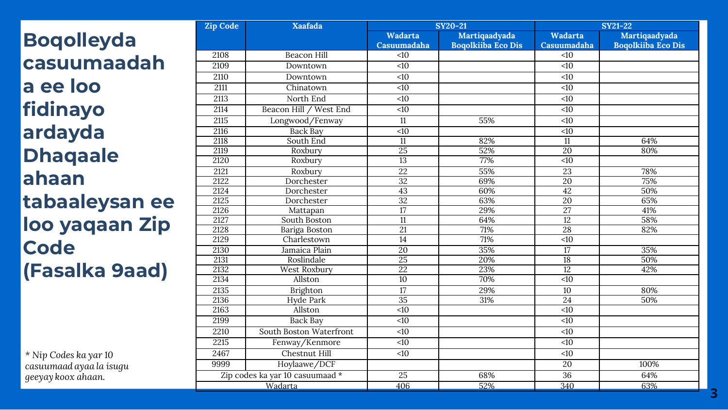# Boqolleyda casuumaadaha ee loo fidinayo ardayda Dhaqaale ahaan tabaaleysan ee loo yaqaan Zip Code (Fasalka 9aad)

| Zip Code | Xaafada | SY20-21 | | SY21-22 | |
|---|---|---|---|---|---|
| | | Wadarta Casuumadaha | Martiqaadyada Boqolkiiba Eco Dis | Wadarta Casuumadaha | Martiqaadyada Boqolkiiba Eco Dis |
| 2108 | Beacon Hill | <10 | | <10 | |
| 2109 | Downtown | <10 | | <10 | |
| 2110 | Downtown | <10 | | <10 | |
| 2111 | Chinatown | <10 | | <10 | |
| 2113 | North End | <10 | | <10 | |
| 2114 | Beacon Hill / West End | <10 | | <10 | |
| 2115 | Longwood/Fenway | 11 | 55% | <10 | |
| 2116 | Back Bay | <10 | | <10 | |
| 2118 | South End | 11 | 82% | 11 | 64% |
| 2119 | Roxbury | 25 | 52% | 20 | 80% |
| 2120 | Roxbury | 13 | 77% | <10 | |
| 2121 | Roxbury | 22 | 55% | 23 | 78% |
| 2122 | Dorchester | 32 | 69% | 20 | 75% |
| 2124 | Dorchester | 43 | 60% | 42 | 50% |
| 2125 | Dorchester | 32 | 63% | 20 | 65% |
| 2126 | Mattapan | 17 | 29% | 27 | 41% |
| 2127 | South Boston | 11 | 64% | 12 | 58% |
| 2128 | Bariga Boston | 21 | 71% | 28 | 82% |
| 2129 | Charlestown | 14 | 71% | <10 | |
| 2130 | Jamaica Plain | 20 | 35% | 17 | 35% |
| 2131 | Roslindale | 25 | 20% | 18 | 50% |
| 2132 | West Roxbury | 22 | 23% | 12 | 42% |
| 2134 | Allston | 10 | 70% | <10 | |
| 2135 | Brighton | 17 | 29% | 10 | 80% |
| 2136 | Hyde Park | 35 | 31% | 24 | 50% |
| 2163 | Allston | <10 | | <10 | |
| 2199 | Back Bay | <10 | | <10 | |
| 2210 | South Boston Waterfront | <10 | | <10 | |
| 2215 | Fenway/Kenmore | <10 | | <10 | |
| 2467 | Chestnut Hill | <10 | | <10 | |
| 9999 | Hoylaawe/DCF | | | 20 | 100% |
| Zip codes ka yar 10 casuumaad * | | 25 | 68% | 36 | 64% |
| Wadarta | | 406 | 52% | 340 | 63% |

*\* Nip Codes ka yar 10 casuumaad ayaa la isugu geeyay koox ahaan.*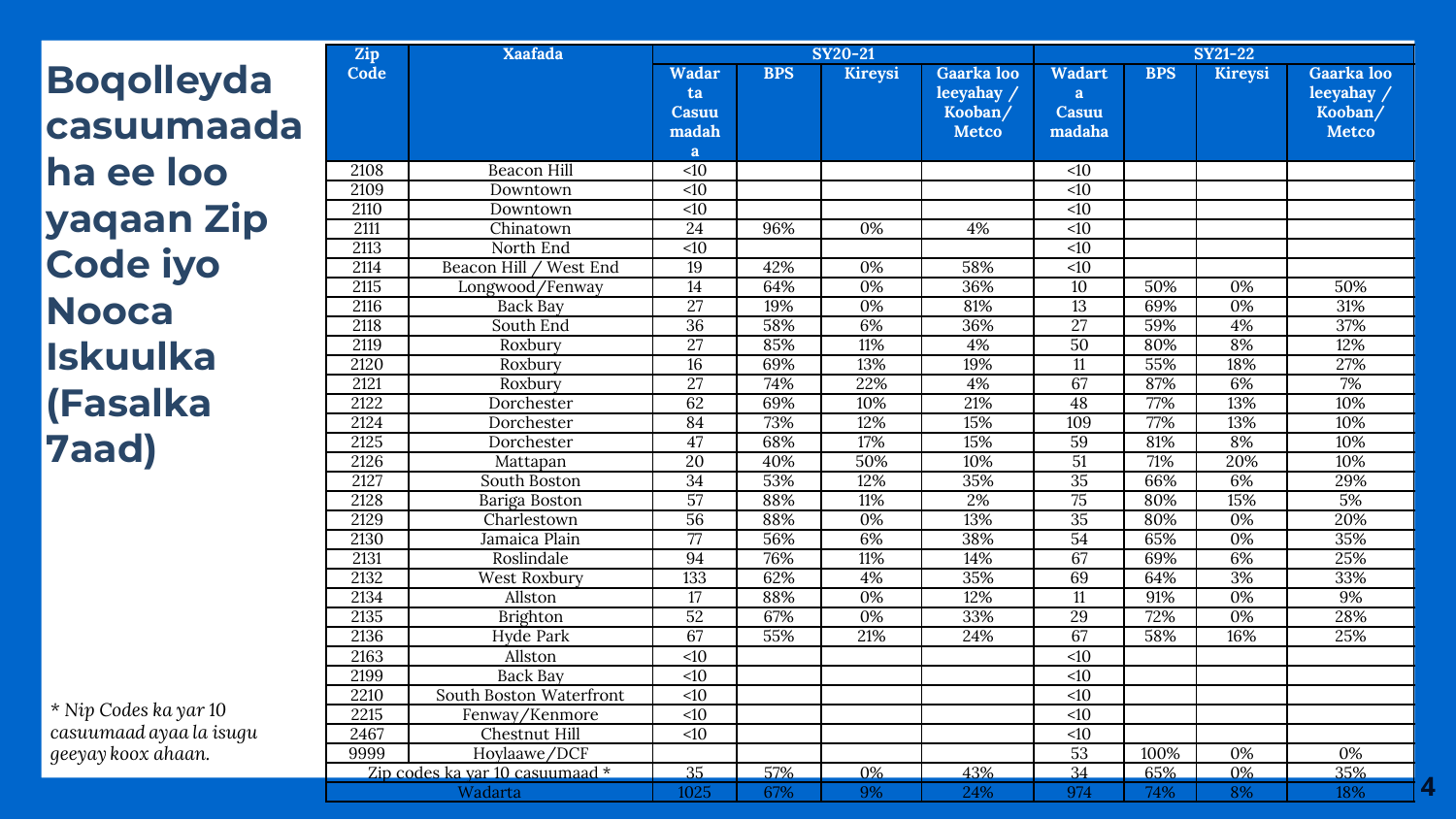# Boqolleyda casuumaada ha ee loo yaqaan Zip Code iyo Nooca Iskuulka (Fasalka 7aad)

| Zip Code | Xaafada | SY20-21 | | | | SY21-22 | | | |
|---|---|---|---|---|---|---|---|---|---|
| | | Wadarta Casuumadaha | BPS | Kireysi | Gaarka loo leeyahay / Kooban/ Metco | Wadarta Casuumadaha | BPS | Kireysi | Gaarka loo leeyahay / Kooban/ Metco |
| 2108 | Beacon Hill | <10 | | | | <10 | | | |
| 2109 | Downtown | <10 | | | | <10 | | | |
| 2110 | Downtown | <10 | | | | <10 | | | |
| 2111 | Chinatown | 24 | 96% | 0% | 4% | <10 | | | |
| 2113 | North End | <10 | | | | <10 | | | |
| 2114 | Beacon Hill / West End | 19 | 42% | 0% | 58% | <10 | | | |
| 2115 | Longwood/Fenway | 14 | 64% | 0% | 36% | 10 | 50% | 0% | 50% |
| 2116 | Back Bay | 27 | 19% | 0% | 81% | 13 | 69% | 0% | 31% |
| 2118 | South End | 36 | 58% | 6% | 36% | 27 | 59% | 4% | 37% |
| 2119 | Roxbury | 27 | 85% | 11% | 4% | 50 | 80% | 8% | 12% |
| 2120 | Roxbury | 16 | 69% | 13% | 19% | 11 | 55% | 18% | 27% |
| 2121 | Roxbury | 27 | 74% | 22% | 4% | 67 | 87% | 6% | 7% |
| 2122 | Dorchester | 62 | 69% | 10% | 21% | 48 | 77% | 13% | 10% |
| 2124 | Dorchester | 84 | 73% | 12% | 15% | 109 | 77% | 13% | 10% |
| 2125 | Dorchester | 47 | 68% | 17% | 15% | 59 | 81% | 8% | 10% |
| 2126 | Mattapan | 20 | 40% | 50% | 10% | 51 | 71% | 20% | 10% |
| 2127 | South Boston | 34 | 53% | 12% | 35% | 35 | 66% | 6% | 29% |
| 2128 | Bariga Boston | 57 | 88% | 11% | 2% | 75 | 80% | 15% | 5% |
| 2129 | Charlestown | 56 | 88% | 0% | 13% | 35 | 80% | 0% | 20% |
| 2130 | Jamaica Plain | 77 | 56% | 6% | 38% | 54 | 65% | 0% | 35% |
| 2131 | Roslindale | 94 | 76% | 11% | 14% | 67 | 69% | 6% | 25% |
| 2132 | West Roxbury | 133 | 62% | 4% | 35% | 69 | 64% | 3% | 33% |
| 2134 | Allston | 17 | 88% | 0% | 12% | 11 | 91% | 0% | 9% |
| 2135 | Brighton | 52 | 67% | 0% | 33% | 29 | 72% | 0% | 28% |
| 2136 | Hyde Park | 67 | 55% | 21% | 24% | 67 | 58% | 16% | 25% |
| 2163 | Allston | <10 | | | | <10 | | | |
| 2199 | Back Bay | <10 | | | | <10 | | | |
| 2210 | South Boston Waterfront | <10 | | | | <10 | | | |
| 2215 | Fenway/Kenmore | <10 | | | | <10 | | | |
| 2467 | Chestnut Hill | <10 | | | | <10 | | | |
| 9999 | Hoylaawe/DCF | | | | | 53 | 100% | 0% | 0% |
| Zip codes ka yar 10 casuumaad * | | 35 | 57% | 0% | 43% | 34 | 65% | 0% | 35% |
| Wadarta | | 1025 | 67% | 9% | 24% | 974 | 74% | 8% | 18% |

*\* Nip Codes ka yar 10 casuumaad ayaa la isugu geeyay koox ahaan.*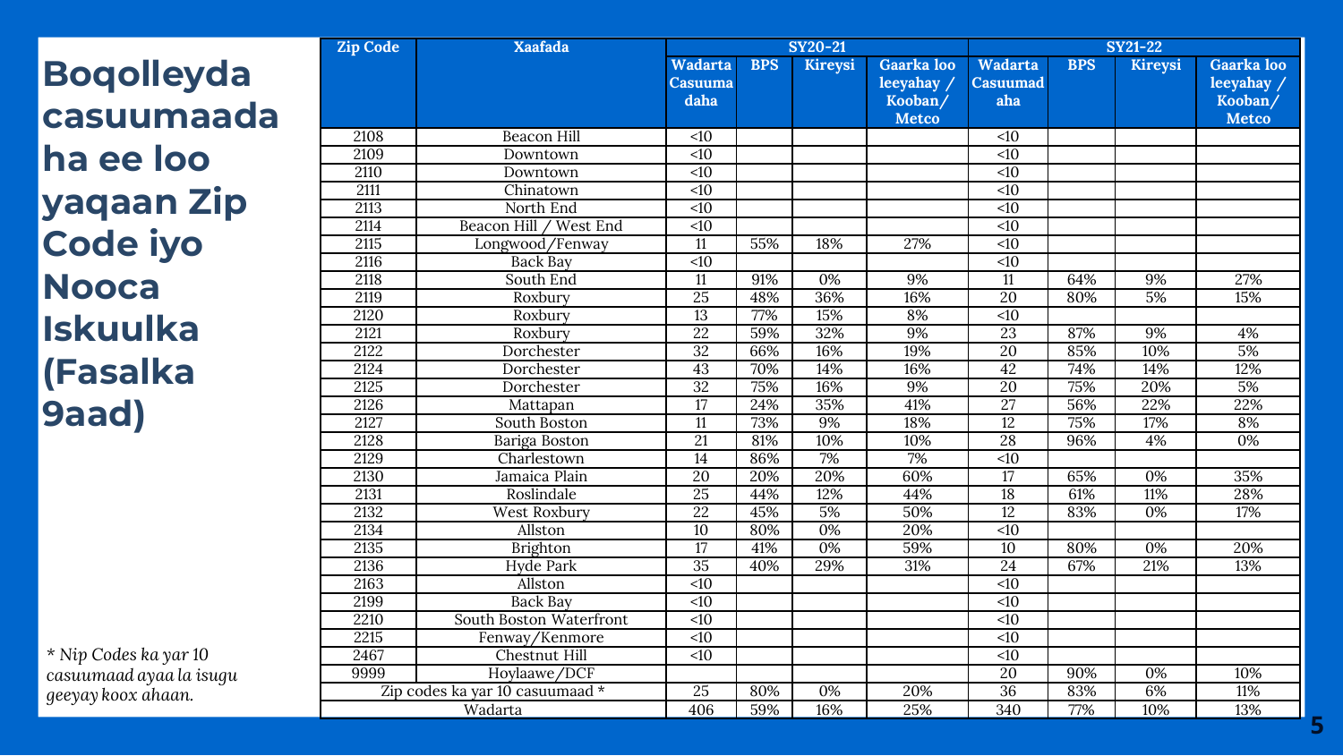# Boqolleyda casuumaada ha ee loo yaqaan Zip Code iyo Nooca Iskuulka (Fasalka 9aad)

| Zip Code | Xaafada | SY20-21 | | | | SY21-22 | | | |
|---|---|---|---|---|---|---|---|---|---|
| | | Wadarta Casuumadaha | BPS | Kireysi | Gaarka loo leeyahay / Kooban/ Metco | Wadarta Casuumadaha | BPS | Kireysi | Gaarka loo leeyahay / Kooban/ Metco |
| 2108 | Beacon Hill | <10 | | | | <10 | | | |
| 2109 | Downtown | <10 | | | | <10 | | | |
| 2110 | Downtown | <10 | | | | <10 | | | |
| 2111 | Chinatown | <10 | | | | <10 | | | |
| 2113 | North End | <10 | | | | <10 | | | |
| 2114 | Beacon Hill / West End | <10 | | | | <10 | | | |
| 2115 | Longwood/Fenway | 11 | 55% | 18% | 27% | <10 | | | |
| 2116 | Back Bay | <10 | | | | <10 | | | |
| 2118 | South End | 11 | 91% | 0% | 9% | 11 | 64% | 9% | 27% |
| 2119 | Roxbury | 25 | 48% | 36% | 16% | 20 | 80% | 5% | 15% |
| 2120 | Roxbury | 13 | 77% | 15% | 8% | <10 | | | |
| 2121 | Roxbury | 22 | 59% | 32% | 9% | 23 | 87% | 9% | 4% |
| 2122 | Dorchester | 32 | 66% | 16% | 19% | 20 | 85% | 10% | 5% |
| 2124 | Dorchester | 43 | 70% | 14% | 16% | 42 | 74% | 14% | 12% |
| 2125 | Dorchester | 32 | 75% | 16% | 9% | 20 | 75% | 20% | 5% |
| 2126 | Mattapan | 17 | 24% | 35% | 41% | 27 | 56% | 22% | 22% |
| 2127 | South Boston | 11 | 73% | 9% | 18% | 12 | 75% | 17% | 8% |
| 2128 | Bariga Boston | 21 | 81% | 10% | 10% | 28 | 96% | 4% | 0% |
| 2129 | Charlestown | 14 | 86% | 7% | 7% | <10 | | | |
| 2130 | Jamaica Plain | 20 | 20% | 20% | 60% | 17 | 65% | 0% | 35% |
| 2131 | Roslindale | 25 | 44% | 12% | 44% | 18 | 61% | 11% | 28% |
| 2132 | West Roxbury | 22 | 45% | 5% | 50% | 12 | 83% | 0% | 17% |
| 2134 | Allston | 10 | 80% | 0% | 20% | <10 | | | |
| 2135 | Brighton | 17 | 41% | 0% | 59% | 10 | 80% | 0% | 20% |
| 2136 | Hyde Park | 35 | 40% | 29% | 31% | 24 | 67% | 21% | 13% |
| 2163 | Allston | <10 | | | | <10 | | | |
| 2199 | Back Bay | <10 | | | | <10 | | | |
| 2210 | South Boston Waterfront | <10 | | | | <10 | | | |
| 2215 | Fenway/Kenmore | <10 | | | | <10 | | | |
| 2467 | Chestnut Hill | <10 | | | | <10 | | | |
| 9999 | Hoylaawe/DCF | | | | | 20 | 90% | 0% | 10% |
| Zip codes ka yar 10 casuumaad * | | 25 | 80% | 0% | 20% | 36 | 83% | 6% | 11% |
| Wadarta | | 406 | 59% | 16% | 25% | 340 | 77% | 10% | 13% |

*\* Nip Codes ka yar 10 casuumaad ayaa la isugu geeyay koox ahaan.*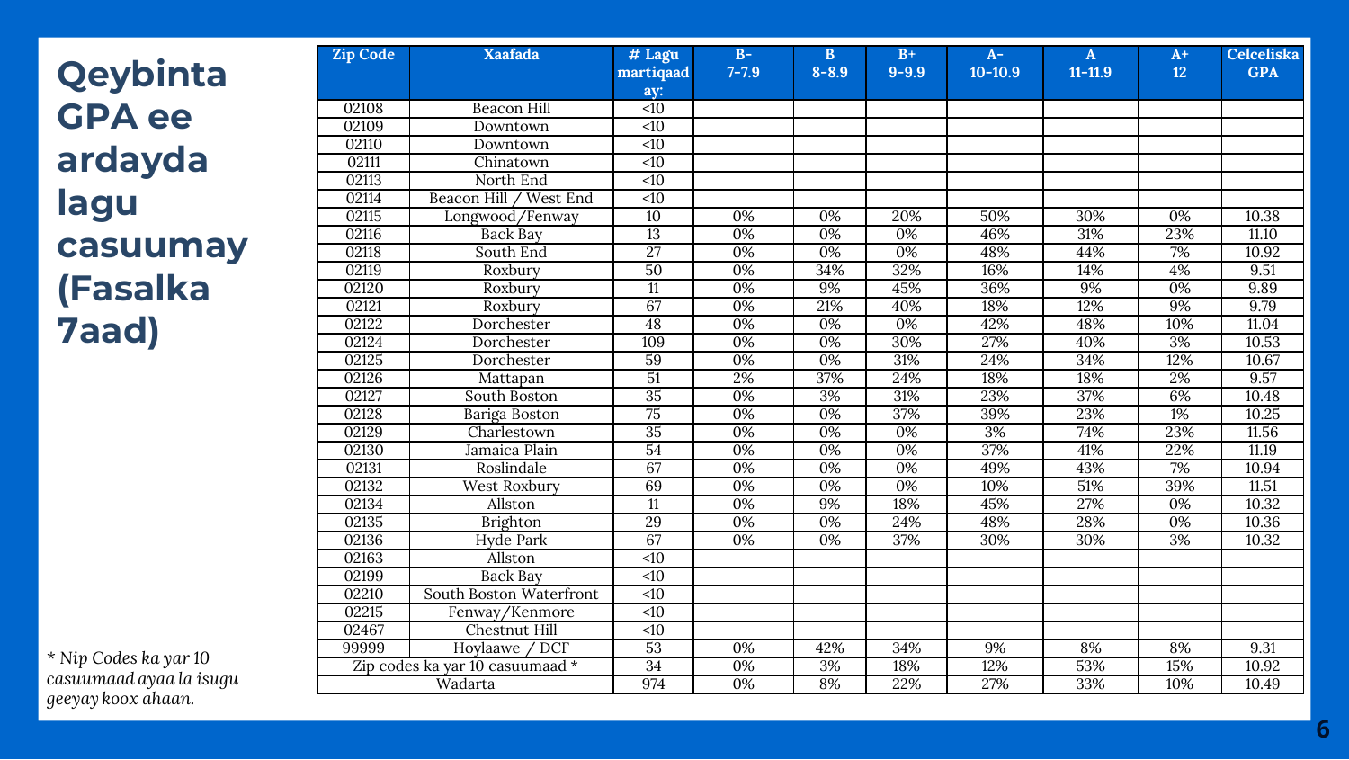# Qeybinta GPA ee ardayda lagu casuumay (Fasalka 7aad)

| Zip Code | Xaafada | # Lagu martiqaaday: | B- 7-7.9 | B 8-8.9 | B+ 9-9.9 | A- 10-10.9 | A 11-11.9 | A+ 12 | Celceliska GPA |
|---|---|---|---|---|---|---|---|---|---|
| 02108 | Beacon Hill | <10 | | | | | | | |
| 02109 | Downtown | <10 | | | | | | | |
| 02110 | Downtown | <10 | | | | | | | |
| 02111 | Chinatown | <10 | | | | | | | |
| 02113 | North End | <10 | | | | | | | |
| 02114 | Beacon Hill / West End | <10 | | | | | | | |
| 02115 | Longwood/Fenway | 10 | 0% | 0% | 20% | 50% | 30% | 0% | 10.38 |
| 02116 | Back Bay | 13 | 0% | 0% | 0% | 46% | 31% | 23% | 11.10 |
| 02118 | South End | 27 | 0% | 0% | 0% | 48% | 44% | 7% | 10.92 |
| 02119 | Roxbury | 50 | 0% | 34% | 32% | 16% | 14% | 4% | 9.51 |
| 02120 | Roxbury | 11 | 0% | 9% | 45% | 36% | 9% | 0% | 9.89 |
| 02121 | Roxbury | 67 | 0% | 21% | 40% | 18% | 12% | 9% | 9.79 |
| 02122 | Dorchester | 48 | 0% | 0% | 0% | 42% | 48% | 10% | 11.04 |
| 02124 | Dorchester | 109 | 0% | 0% | 30% | 27% | 40% | 3% | 10.53 |
| 02125 | Dorchester | 59 | 0% | 0% | 31% | 24% | 34% | 12% | 10.67 |
| 02126 | Mattapan | 51 | 2% | 37% | 24% | 18% | 18% | 2% | 9.57 |
| 02127 | South Boston | 35 | 0% | 3% | 31% | 23% | 37% | 6% | 10.48 |
| 02128 | Bariga Boston | 75 | 0% | 0% | 37% | 39% | 23% | 1% | 10.25 |
| 02129 | Charlestown | 35 | 0% | 0% | 0% | 3% | 74% | 23% | 11.56 |
| 02130 | Jamaica Plain | 54 | 0% | 0% | 0% | 37% | 41% | 22% | 11.19 |
| 02131 | Roslindale | 67 | 0% | 0% | 0% | 49% | 43% | 7% | 10.94 |
| 02132 | West Roxbury | 69 | 0% | 0% | 0% | 10% | 51% | 39% | 11.51 |
| 02134 | Allston | 11 | 0% | 9% | 18% | 45% | 27% | 0% | 10.32 |
| 02135 | Brighton | 29 | 0% | 0% | 24% | 48% | 28% | 0% | 10.36 |
| 02136 | Hyde Park | 67 | 0% | 0% | 37% | 30% | 30% | 3% | 10.32 |
| 02163 | Allston | <10 | | | | | | | |
| 02199 | Back Bay | <10 | | | | | | | |
| 02210 | South Boston Waterfront | <10 | | | | | | | |
| 02215 | Fenway/Kenmore | <10 | | | | | | | |
| 02467 | Chestnut Hill | <10 | | | | | | | |
| 99999 | Hoylaawe / DCF | 53 | 0% | 42% | 34% | 9% | 8% | 8% | 9.31 |
| Zip codes ka yar 10 casuumaad * | | 34 | 0% | 3% | 18% | 12% | 53% | 15% | 10.92 |
| Wadarta | | 974 | 0% | 8% | 22% | 27% | 33% | 10% | 10.49 |

*\* Nip Codes ka yar 10 casuumaad ayaa la isugu geeyay koox ahaan.*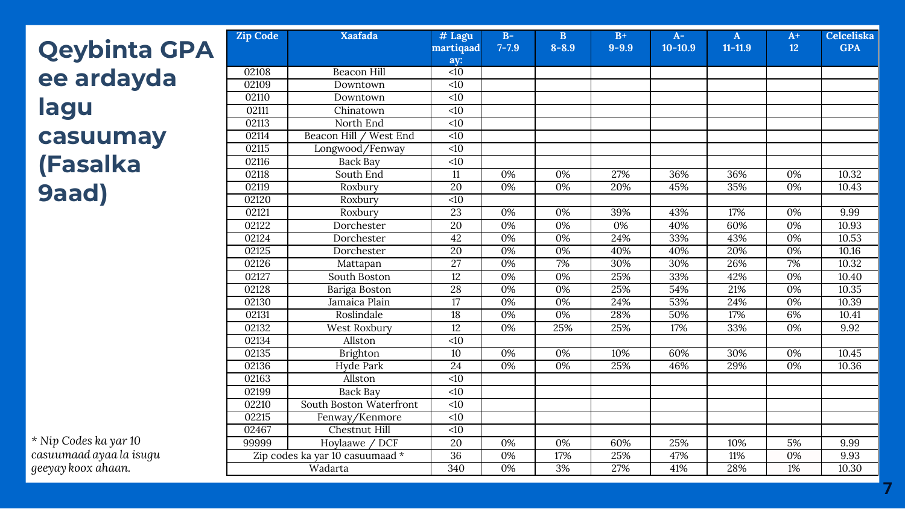# Qeybinta GPA ee ardayda lagu casuumay (Fasalka 9aad)

| Zip Code | Xaafada | # Lagu martiqaaday: | B- 7-7.9 | B 8-8.9 | B+ 9-9.9 | A- 10-10.9 | A 11-11.9 | A+ 12 | Celceliska GPA |
|---|---|---|---|---|---|---|---|---|---|
| 02108 | Beacon Hill | <10 | | | | | | | |
| 02109 | Downtown | <10 | | | | | | | |
| 02110 | Downtown | <10 | | | | | | | |
| 02111 | Chinatown | <10 | | | | | | | |
| 02113 | North End | <10 | | | | | | | |
| 02114 | Beacon Hill / West End | <10 | | | | | | | |
| 02115 | Longwood/Fenway | <10 | | | | | | | |
| 02116 | Back Bay | <10 | | | | | | | |
| 02118 | South End | 11 | 0% | 0% | 27% | 36% | 36% | 0% | 10.32 |
| 02119 | Roxbury | 20 | 0% | 0% | 20% | 45% | 35% | 0% | 10.43 |
| 02120 | Roxbury | <10 | | | | | | | |
| 02121 | Roxbury | 23 | 0% | 0% | 39% | 43% | 17% | 0% | 9.99 |
| 02122 | Dorchester | 20 | 0% | 0% | 0% | 40% | 60% | 0% | 10.93 |
| 02124 | Dorchester | 42 | 0% | 0% | 24% | 33% | 43% | 0% | 10.53 |
| 02125 | Dorchester | 20 | 0% | 0% | 40% | 40% | 20% | 0% | 10.16 |
| 02126 | Mattapan | 27 | 0% | 7% | 30% | 30% | 26% | 7% | 10.32 |
| 02127 | South Boston | 12 | 0% | 0% | 25% | 33% | 42% | 0% | 10.40 |
| 02128 | Bariga Boston | 28 | 0% | 0% | 25% | 54% | 21% | 0% | 10.35 |
| 02130 | Jamaica Plain | 17 | 0% | 0% | 24% | 53% | 24% | 0% | 10.39 |
| 02131 | Roslindale | 18 | 0% | 0% | 28% | 50% | 17% | 6% | 10.41 |
| 02132 | West Roxbury | 12 | 0% | 25% | 25% | 17% | 33% | 0% | 9.92 |
| 02134 | Allston | <10 | | | | | | | |
| 02135 | Brighton | 10 | 0% | 0% | 10% | 60% | 30% | 0% | 10.45 |
| 02136 | Hyde Park | 24 | 0% | 0% | 25% | 46% | 29% | 0% | 10.36 |
| 02163 | Allston | <10 | | | | | | | |
| 02199 | Back Bay | <10 | | | | | | | |
| 02210 | South Boston Waterfront | <10 | | | | | | | |
| 02215 | Fenway/Kenmore | <10 | | | | | | | |
| 02467 | Chestnut Hill | <10 | | | | | | | |
| 99999 | Hoylaawe / DCF | 20 | 0% | 0% | 60% | 25% | 10% | 5% | 9.99 |
| Zip codes ka yar 10 casuumaad * | | 36 | 0% | 17% | 25% | 47% | 11% | 0% | 9.93 |
| Wadarta | | 340 | 0% | 3% | 27% | 41% | 28% | 1% | 10.30 |

*\* Nip Codes ka yar 10 casuumaad ayaa la isugu geeyay koox ahaan.*